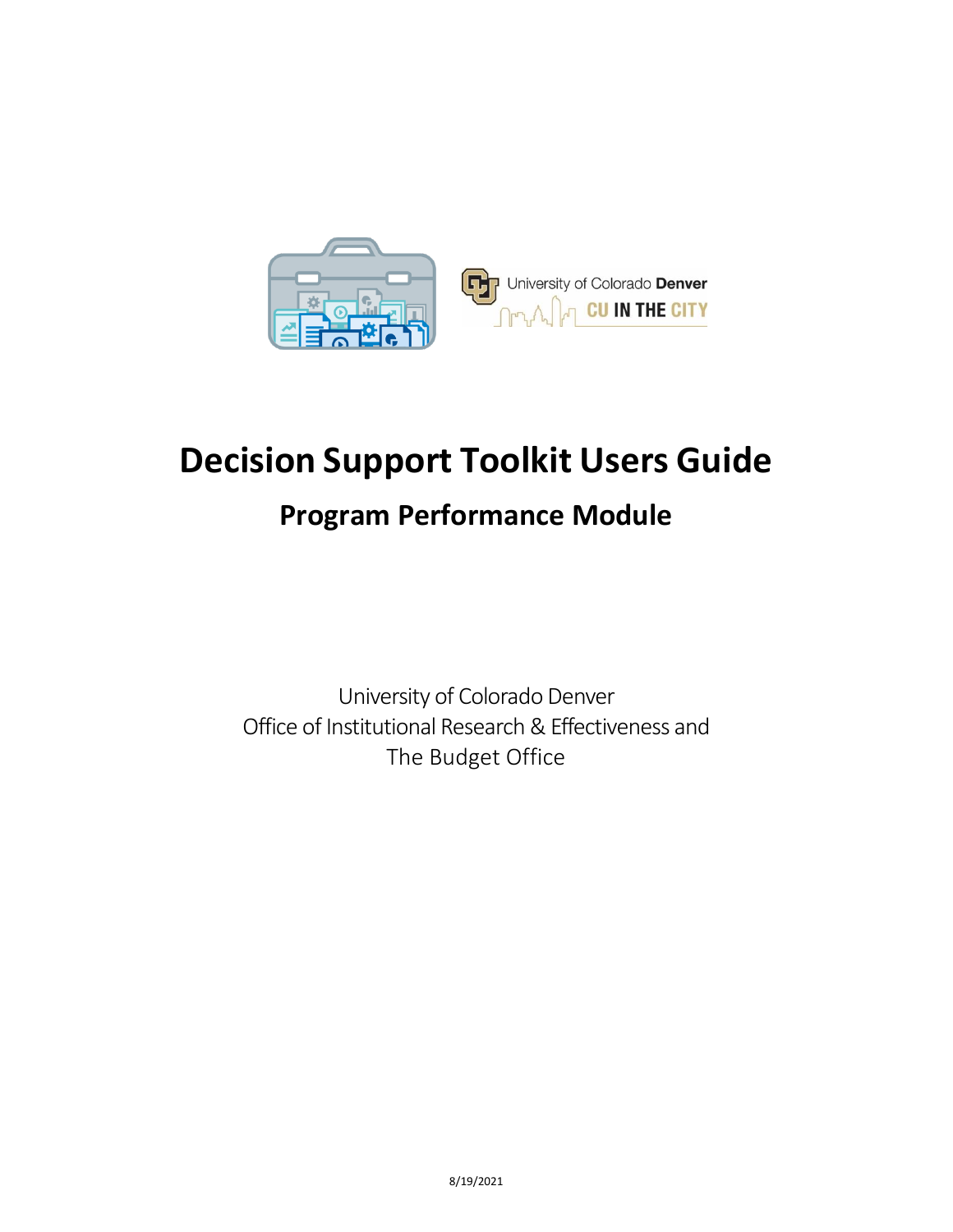# Decision Support Toolkit Users Guide

## Program Performance Module

University of Colorado Denver
Office of Institutional Research & Effectiveness and
The Budget Office

8/19/2021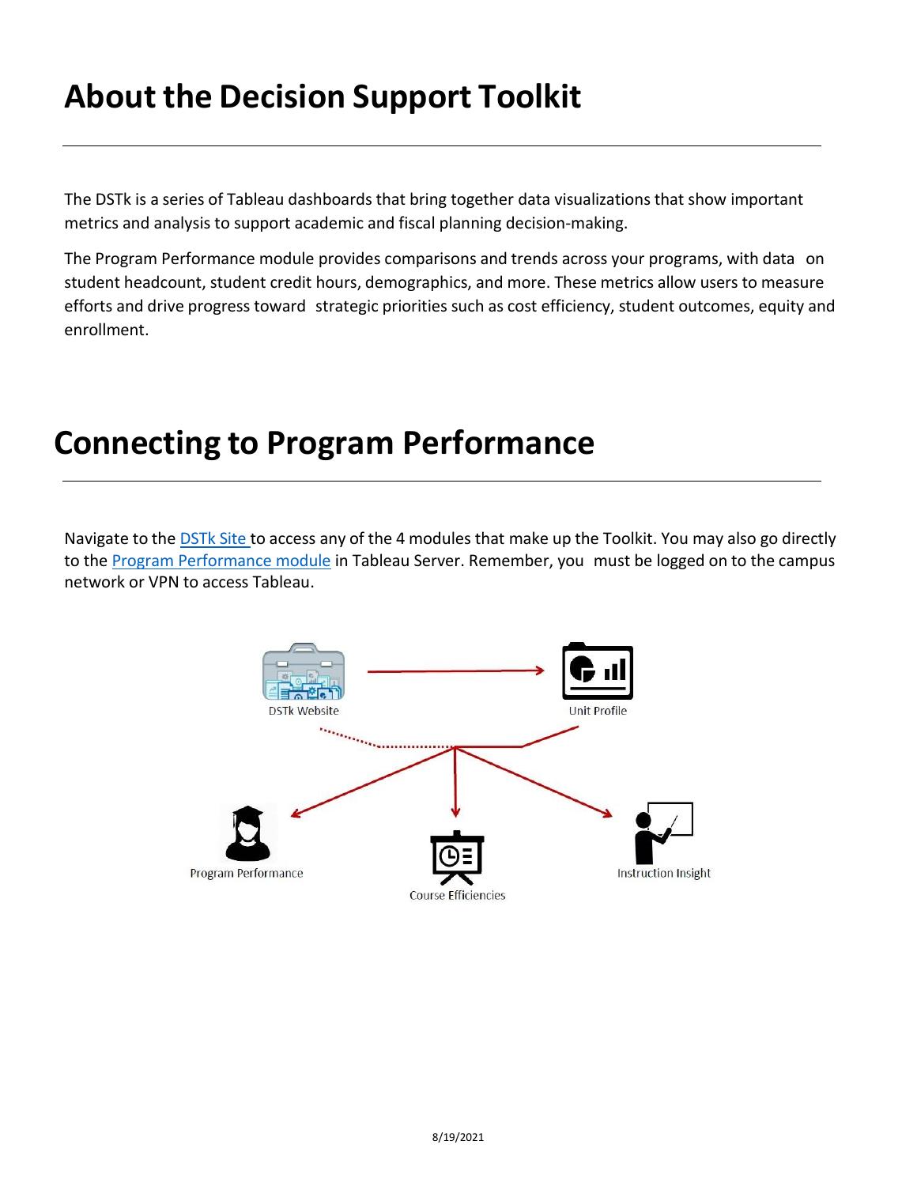# About the Decision Support Toolkit

The DSTk is a series of Tableau dashboards that bring together data visualizations that show important metrics and analysis to support academic and fiscal planning decision-making.

The Program Performance module provides comparisons and trends across your programs, with data on student headcount, student credit hours, demographics, and more. These metrics allow users to measure efforts and drive progress toward strategic priorities such as cost efficiency, student outcomes, equity and enrollment.

# Connecting to Program Performance

Navigate to the DSTk Site to access any of the 4 modules that make up the Toolkit. You may also go directly to the Program Performance module in Tableau Server. Remember, you must be logged on to the campus network or VPN to access Tableau.

DSTk Website

Unit Profile

Program Performance

Course Efficiencies

Instruction Insight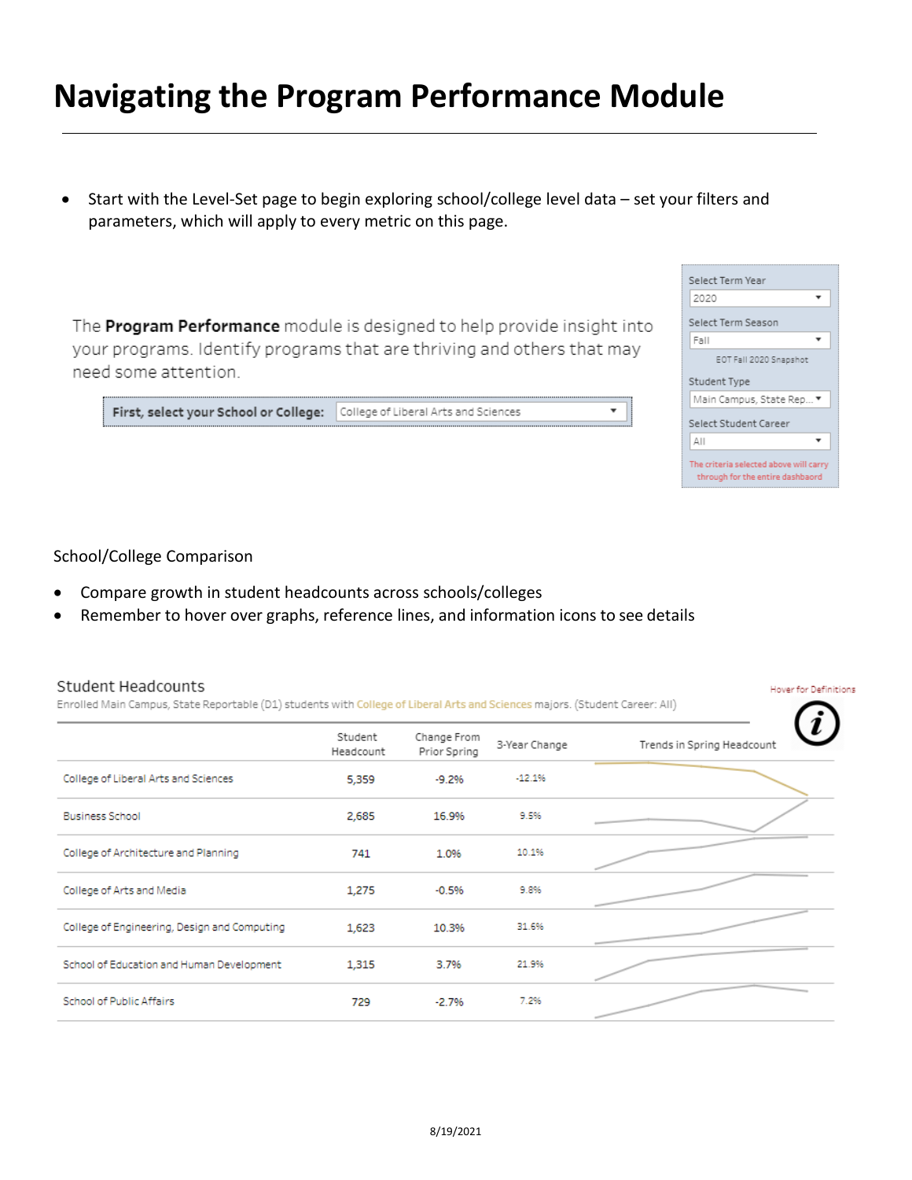# Navigating the Program Performance Module

- Start with the Level-Set page to begin exploring school/college level data – set your filters and parameters, which will apply to every metric on this page.

The **Program Performance** module is designed to help provide insight into your programs. Identify programs that are thriving and others that may need some attention.

**First, select your School or College:** College of Liberal Arts and Sciences

Select Term Year: 2020

Select Term Season: Fall

EOT Fall 2020 Snapshot

Student Type: Main Campus, State Rep...

Select Student Career: All

The criteria selected above will carry through for the entire dashbaord

School/College Comparison

- Compare growth in student headcounts across schools/colleges
- Remember to hover over graphs, reference lines, and information icons to see details

Student Headcounts

Enrolled Main Campus, State Reportable (D1) students with College of Liberal Arts and Sciences majors. (Student Career: All)

Hover for Definitions

| | Student Headcount | Change From Prior Spring | 3-Year Change | Trends in Spring Headcount |
|---|---|---|---|---|
| College of Liberal Arts and Sciences | 5,359 | -9.2% | -12.1% | |
| Business School | 2,685 | 16.9% | 9.5% | |
| College of Architecture and Planning | 741 | 1.0% | 10.1% | |
| College of Arts and Media | 1,275 | -0.5% | 9.8% | |
| College of Engineering, Design and Computing | 1,623 | 10.3% | 31.6% | |
| School of Education and Human Development | 1,315 | 3.7% | 21.9% | |
| School of Public Affairs | 729 | -2.7% | 7.2% | |

8/19/2021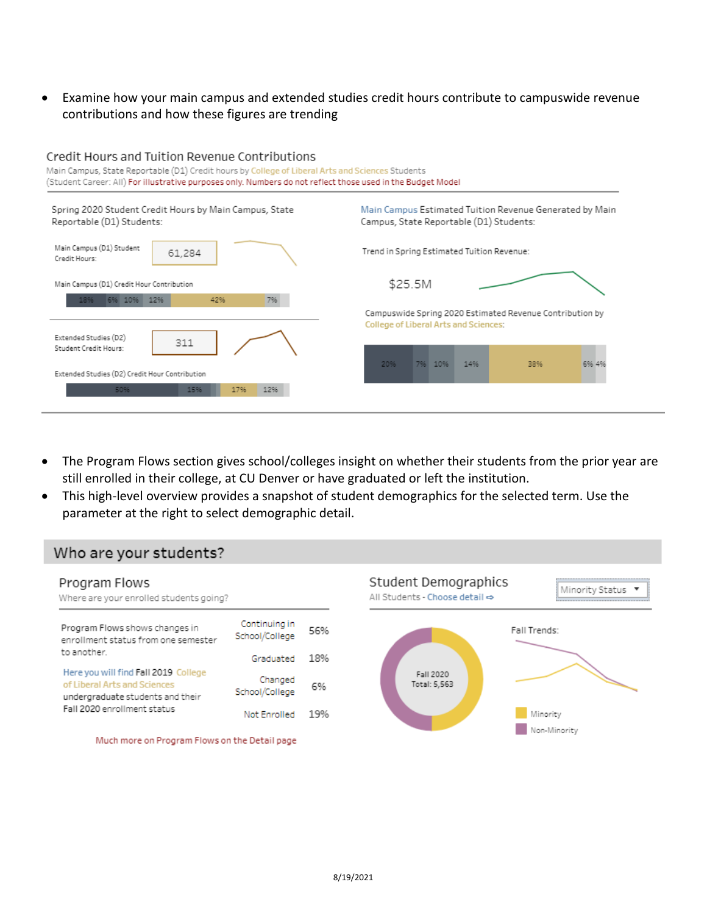- Examine how your main campus and extended studies credit hours contribute to campuswide revenue contributions and how these figures are trending

Credit Hours and Tuition Revenue Contributions

Main Campus, State Reportable (D1) Credit hours by College of Liberal Arts and Sciences Students

(Student Career: All) For illustrative purposes only. Numbers do not reflect those used in the Budget Model

Spring 2020 Student Credit Hours by Main Campus, State Reportable (D1) Students:

Main Campus (D1) Student Credit Hours:

61,284

Main Campus (D1) Credit Hour Contribution

18% 6% 10% 12% 42% 7%

Extended Studies (D2) Student Credit Hours:

311

Extended Studies (D2) Credit Hour Contribution

50% 15% 17% 12%

Main Campus Estimated Tuition Revenue Generated by Main Campus, State Reportable (D1) Students:

Trend in Spring Estimated Tuition Revenue:

$25.5M

Campuswide Spring 2020 Estimated Revenue Contribution by College of Liberal Arts and Sciences:

20% 7% 10% 14% 38% 6% 4%

- The Program Flows section gives school/colleges insight on whether their students from the prior year are still enrolled in their college, at CU Denver or have graduated or left the institution.
- This high-level overview provides a snapshot of student demographics for the selected term. Use the parameter at the right to select demographic detail.

## Who are your students?

### Program Flows

Where are your enrolled students going?

Program Flows shows changes in enrollment status from one semester to another.

Here you will find Fall 2019 College of Liberal Arts and Sciences undergraduate students and their Fall 2020 enrollment status

| | |
|---|---|
| Continuing in School/College | 56% |
| Graduated | 18% |
| Changed School/College | 6% |
| Not Enrolled | 19% |

Much more on Program Flows on the Detail page

### Student Demographics

All Students - Choose detail ⇨

Minority Status

Fall 2020
Total: 5,563

Fall Trends:

Minority

Non-Minority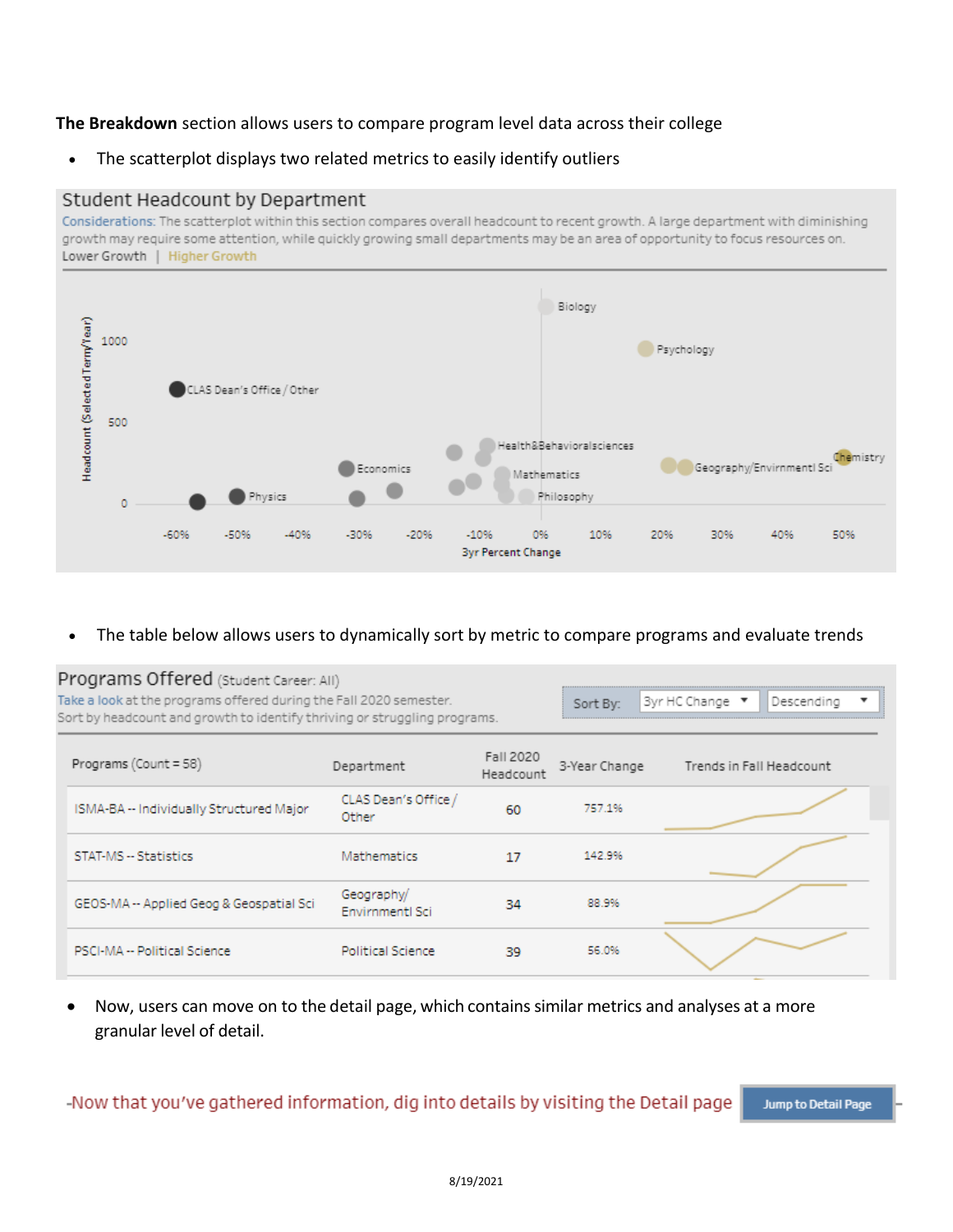**The Breakdown** section allows users to compare program level data across their college

- The scatterplot displays two related metrics to easily identify outliers

Student Headcount by Department

Considerations: The scatterplot within this section compares overall headcount to recent growth. A large department with diminishing growth may require some attention, while quickly growing small departments may be an area of opportunity to focus resources on.

Lower Growth | Higher Growth

Headcount (Selected Term/Year)

1000

500

0

Biology

Psychology

CLAS Dean's Office / Other

Health&Behavioralsciences

Chemistry

Economics

Geography/Envirnmentl Sci

Mathematics

Physics

Philosophy

-60% -50% -40% -30% -20% -10% 0% 10% 20% 30% 40% 50%

3yr Percent Change

- The table below allows users to dynamically sort by metric to compare programs and evaluate trends

Programs Offered (Student Career: All)

Take a look at the programs offered during the Fall 2020 semester.
Sort by headcount and growth to identify thriving or struggling programs.

Sort By: 3yr HC Change | Descending

| Programs (Count = 58) | Department | Fall 2020 Headcount | 3-Year Change | Trends in Fall Headcount |
|---|---|---|---|---|
| ISMA-BA -- Individually Structured Major | CLAS Dean's Office / Other | 60 | 757.1% | |
| STAT-MS -- Statistics | Mathematics | 17 | 142.9% | |
| GEOS-MA -- Applied Geog & Geospatial Sci | Geography/ Envirnmentl Sci | 34 | 88.9% | |
| PSCI-MA -- Political Science | Political Science | 39 | 56.0% | |

- Now, users can move on to the detail page, which contains similar metrics and analyses at a more granular level of detail.

-Now that you've gathered information, dig into details by visiting the Detail page | Jump to Detail Page

8/19/2021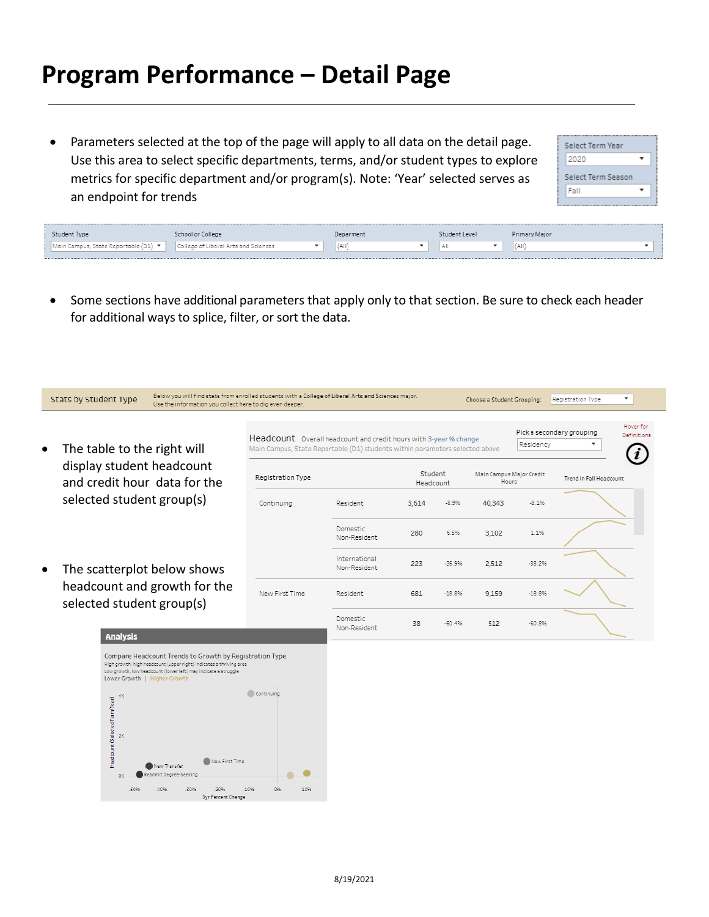# Program Performance – Detail Page

- Parameters selected at the top of the page will apply to all data on the detail page. Use this area to select specific departments, terms, and/or student types to explore metrics for specific department and/or program(s). Note: 'Year' selected serves as an endpoint for trends

Select Term Year
2020
Select Term Season
Fall

Student Type: Main Campus, State Reportable (D1)
School or College: College of Liberal Arts and Sciences
Department: (All)
Student Level: All
Primary Major: (All)

- Some sections have additional parameters that apply only to that section. Be sure to check each header for additional ways to splice, filter, or sort the data.

Stats by Student Type — Below you will find stats from enrolled students with a College of Liberal Arts and Sciences major. Use the information you collect here to dig even deeper.

Choose a Student Grouping: Registration Type

- The table to the right will display student headcount and credit hour data for the selected student group(s)

Headcount — Overall headcount and credit hours with 3-year % change
Main Campus, State Reportable (D1) students within parameters selected above

Pick a secondary grouping: Residency

Hover for Definitions

| Registration Type | | Student Headcount | | Main Campus Major Credit Hours | | Trend in Fall Headcount |
|---|---|---|---|---|---|---|
| Continuing | Resident | 3,614 | -8.9% | 40,343 | -8.1% | |
| | Domestic Non-Resident | 280 | 6.5% | 3,102 | 1.1% | |
| | International Non-Resident | 223 | -25.9% | 2,512 | -38.2% | |
| New First Time | Resident | 681 | -13.8% | 9,159 | -18.8% | |
| | Domestic Non-Resident | 38 | -60.4% | 512 | -60.8% | |

- The scatterplot below shows headcount and growth for the selected student group(s)

Analysis

Compare Headcount Trends to Growth by Registration Type
High growth, high headcount (upper right) indicates a thriving area
Low growth, low headcount (lower left) may indicate a struggle
Lower Growth | Higher Growth

Headcount (Selected Term/Year)
4K
2K
0K
Continuing
New Transfer
New First Time
Readmit Degree-Seeking
-50% -40% -30% -20% -10% 0% 10%
3yr Percent Change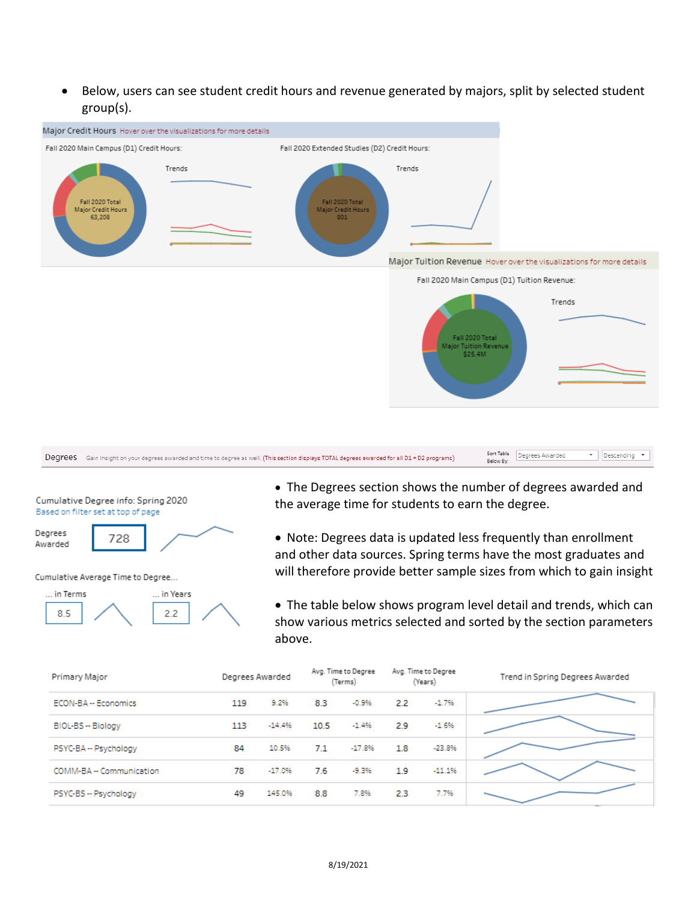- Below, users can see student credit hours and revenue generated by majors, split by selected student group(s).

Major Credit Hours Hover over the visualizations for more details

Fall 2020 Main Campus (D1) Credit Hours:

Trends

Fall 2020 Total Major Credit Hours 63,208

Fall 2020 Extended Studies (D2) Credit Hours:

Trends

Fall 2020 Total Major Credit Hours 801

Major Tuition Revenue Hover over the visualizations for more details

Fall 2020 Main Campus (D1) Tuition Revenue:

Trends

Fall 2020 Total Major Tuition Revenue $25.4M

Degrees Gain insight on your degrees awarded and time to degree as well. (This section displays TOTAL degrees awarded for all D1 + D2 programs)

Sort Table Below By: Degrees Awarded | Descending

Cumulative Degree info: Spring 2020

Based on filter set at top of page

Degrees Awarded 728

Cumulative Average Time to Degree...

... in Terms 8.5

... in Years 2.2

- The Degrees section shows the number of degrees awarded and the average time for students to earn the degree.
- Note: Degrees data is updated less frequently than enrollment and other data sources. Spring terms have the most graduates and will therefore provide better sample sizes from which to gain insight
- The table below shows program level detail and trends, which can show various metrics selected and sorted by the section parameters above.

| Primary Major | Degrees Awarded | | Avg. Time to Degree (Terms) | | Avg. Time to Degree (Years) | | Trend in Spring Degrees Awarded |
|---|---|---|---|---|---|---|---|
| ECON-BA -- Economics | 119 | 9.2% | 8.3 | -0.9% | 2.2 | -1.7% | |
| BIOL-BS -- Biology | 113 | -14.4% | 10.5 | -1.4% | 2.9 | -1.6% | |
| PSYC-BA -- Psychology | 84 | 10.5% | 7.1 | -17.8% | 1.8 | -23.8% | |
| COMM-BA -- Communication | 78 | -17.0% | 7.6 | -9.3% | 1.9 | -11.1% | |
| PSYC-BS -- Psychology | 49 | 145.0% | 8.8 | 7.8% | 2.3 | 7.7% | |

8/19/2021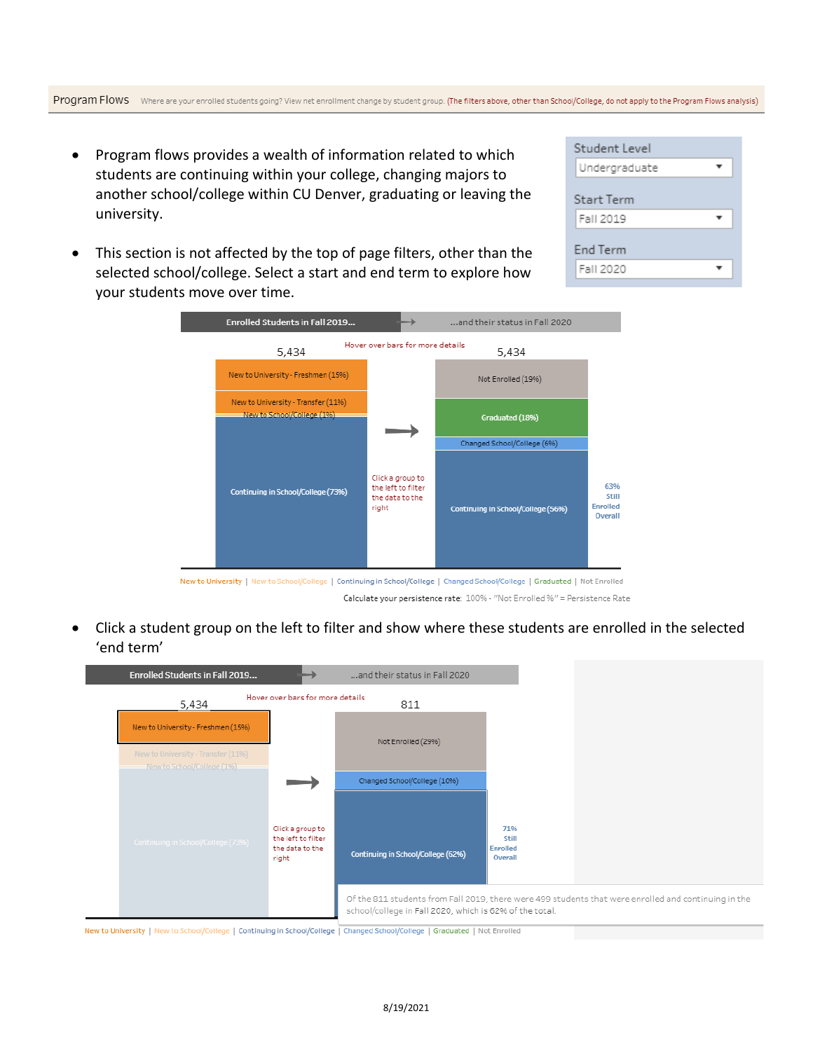Program Flows Where are your enrolled students going? View net enrollment change by student group. (The filters above, other than School/College, do not apply to the Program Flows analysis)

- Program flows provides a wealth of information related to which students are continuing within your college, changing majors to another school/college within CU Denver, graduating or leaving the university.
- This section is not affected by the top of page filters, other than the selected school/college. Select a start and end term to explore how your students move over time.

Student Level
Undergraduate
Start Term
Fall 2019
End Term
Fall 2020

Enrolled Students in Fall 2019...
...and their status in Fall 2020
Hover over bars for more details
5,434
5,434
New to University - Freshmen (15%)
New to University - Transfer (11%)
New to School/College (1%)
Continuing in School/College (73%)
Click a group to the left to filter the data to the right
Not Enrolled (19%)
Graduated (18%)
Changed School/College (6%)
Continuing in School/College (56%)
63% Still Enrolled Overall
New to University | New to School/College | Continuing in School/College | Changed School/College | Graduated | Not Enrolled
Calculate your persistence rate: 100% - "Not Enrolled %" = Persistence Rate

- Click a student group on the left to filter and show where these students are enrolled in the selected 'end term'

Enrolled Students in Fall 2019...
...and their status in Fall 2020
Hover over bars for more details
5,434
811
New to University - Freshmen (15%)
New to University - Transfer (11%)
New to School/College (1%)
Continuing in School/College (73%)
Click a group to the left to filter the data to the right
Not Enrolled (29%)
Changed School/College (10%)
Continuing in School/College (62%)
71% Still Enrolled Overall
Of the 811 students from Fall 2019, there were 499 students that were enrolled and continuing in the school/college in Fall 2020, which is 62% of the total.
New to University | New to School/College | Continuing in School/College | Changed School/College | Graduated | Not Enrolled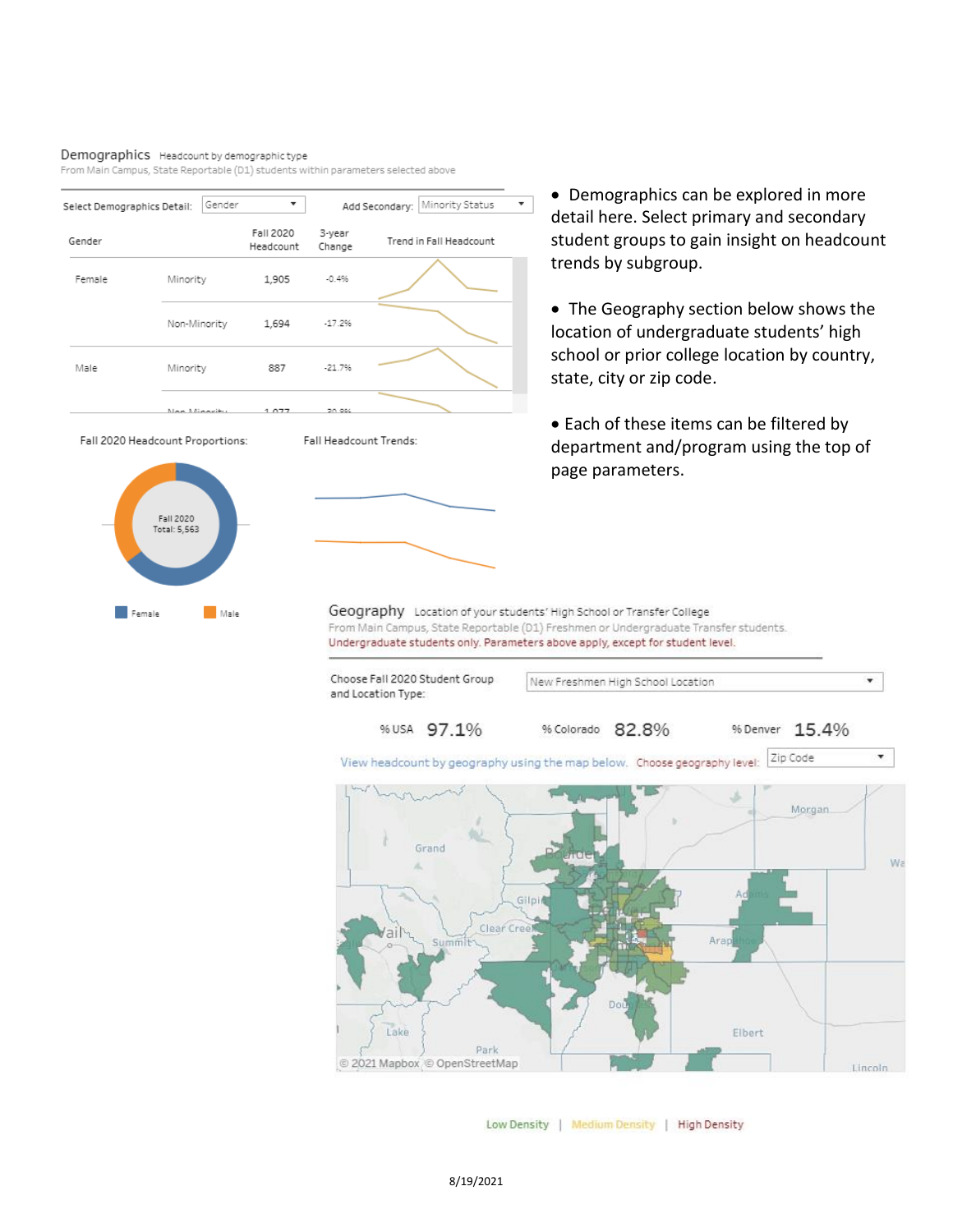## Demographics

Headcount by demographic type

From Main Campus, State Reportable (D1) students within parameters selected above

Select Demographics Detail: Gender

Add Secondary: Minority Status

| Gender | | Fall 2020 Headcount | 3-year Change | Trend in Fall Headcount |
|---|---|---|---|---|
| Female | Minority | 1,905 | -0.4% | |
| | Non-Minority | 1,694 | -17.2% | |
| Male | Minority | 887 | -21.7% | |
| | Non-Minority | 1,077 | -20.8% | |

Fall 2020 Headcount Proportions:

Fall 2020 Total: 5,563

Female Male

Fall Headcount Trends:

- Demographics can be explored in more detail here. Select primary and secondary student groups to gain insight on headcount trends by subgroup.
- The Geography section below shows the location of undergraduate students' high school or prior college location by country, state, city or zip code.
- Each of these items can be filtered by department and/or program using the top of page parameters.

## Geography

Location of your students' High School or Transfer College

From Main Campus, State Reportable (D1) Freshmen or Undergraduate Transfer students.

Undergraduate students only. Parameters above apply, except for student level.

Choose Fall 2020 Student Group and Location Type: New Freshmen High School Location

% USA 97.1% % Colorado 82.8% % Denver 15.4%

View headcount by geography using the map below. Choose geography level: Zip Code

Grand Boulder Gilpin Vail Summit Clear Creek Adams Arapahoe Douglas Lake Park Elbert Morgan Lincoln Wa

© 2021 Mapbox © OpenStreetMap

Low Density | Medium Density | High Density

8/19/2021